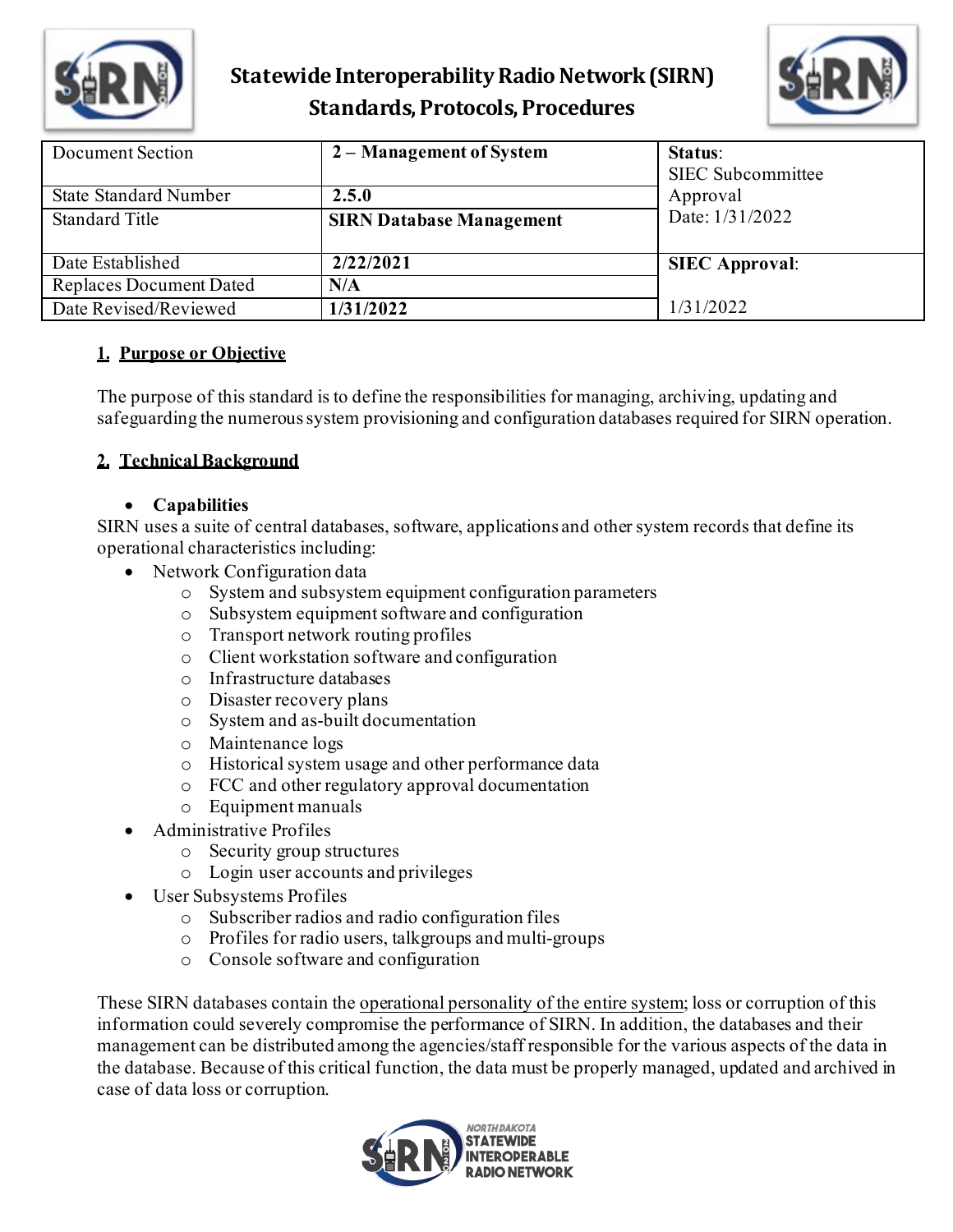# Statewide Interoperability Radio Network (SIRN) Standards, Protocols, Procedures

| Document Section | 2 – Management of System | Status: SIEC Subcommittee Approval Date: 1/31/2022 |
|---|---|---|
| State Standard Number | 2.5.0 | |
| Standard Title | SIRN Database Management | |
| Date Established | 2/22/2021 | SIEC Approval: 1/31/2022 |
| Replaces Document Dated | N/A | |
| Date Revised/Reviewed | 1/31/2022 | |

## 1. Purpose or Objective

The purpose of this standard is to define the responsibilities for managing, archiving, updating and safeguarding the numerous system provisioning and configuration databases required for SIRN operation.

## 2. Technical Background

- **Capabilities**

SIRN uses a suite of central databases, software, applications and other system records that define its operational characteristics including:

- Network Configuration data
  - System and subsystem equipment configuration parameters
  - Subsystem equipment software and configuration
  - Transport network routing profiles
  - Client workstation software and configuration
  - Infrastructure databases
  - Disaster recovery plans
  - System and as-built documentation
  - Maintenance logs
  - Historical system usage and other performance data
  - FCC and other regulatory approval documentation
  - Equipment manuals
- Administrative Profiles
  - Security group structures
  - Login user accounts and privileges
- User Subsystems Profiles
  - Subscriber radios and radio configuration files
  - Profiles for radio users, talkgroups and multi-groups
  - Console software and configuration

These SIRN databases contain the operational personality of the entire system; loss or corruption of this information could severely compromise the performance of SIRN. In addition, the databases and their management can be distributed among the agencies/staff responsible for the various aspects of the data in the database. Because of this critical function, the data must be properly managed, updated and archived in case of data loss or corruption.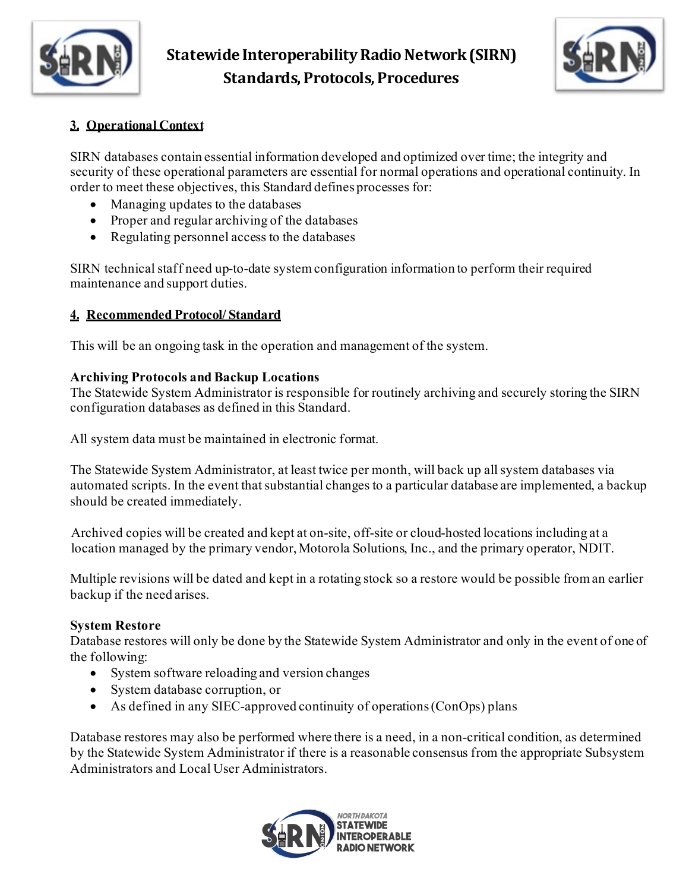## 3. Operational Context

SIRN databases contain essential information developed and optimized over time; the integrity and security of these operational parameters are essential for normal operations and operational continuity. In order to meet these objectives, this Standard defines processes for:

- Managing updates to the databases
- Proper and regular archiving of the databases
- Regulating personnel access to the databases

SIRN technical staff need up-to-date system configuration information to perform their required maintenance and support duties.

## 4. Recommended Protocol/ Standard

This will be an ongoing task in the operation and management of the system.

**Archiving Protocols and Backup Locations**

The Statewide System Administrator is responsible for routinely archiving and securely storing the SIRN configuration databases as defined in this Standard.

All system data must be maintained in electronic format.

The Statewide System Administrator, at least twice per month, will back up all system databases via automated scripts. In the event that substantial changes to a particular database are implemented, a backup should be created immediately.

Archived copies will be created and kept at on-site, off-site or cloud-hosted locations including at a location managed by the primary vendor, Motorola Solutions, Inc., and the primary operator, NDIT.

Multiple revisions will be dated and kept in a rotating stock so a restore would be possible from an earlier backup if the need arises.

**System Restore**

Database restores will only be done by the Statewide System Administrator and only in the event of one of the following:

- System software reloading and version changes
- System database corruption, or
- As defined in any SIEC-approved continuity of operations (ConOps) plans

Database restores may also be performed where there is a need, in a non-critical condition, as determined by the Statewide System Administrator if there is a reasonable consensus from the appropriate Subsystem Administrators and Local User Administrators.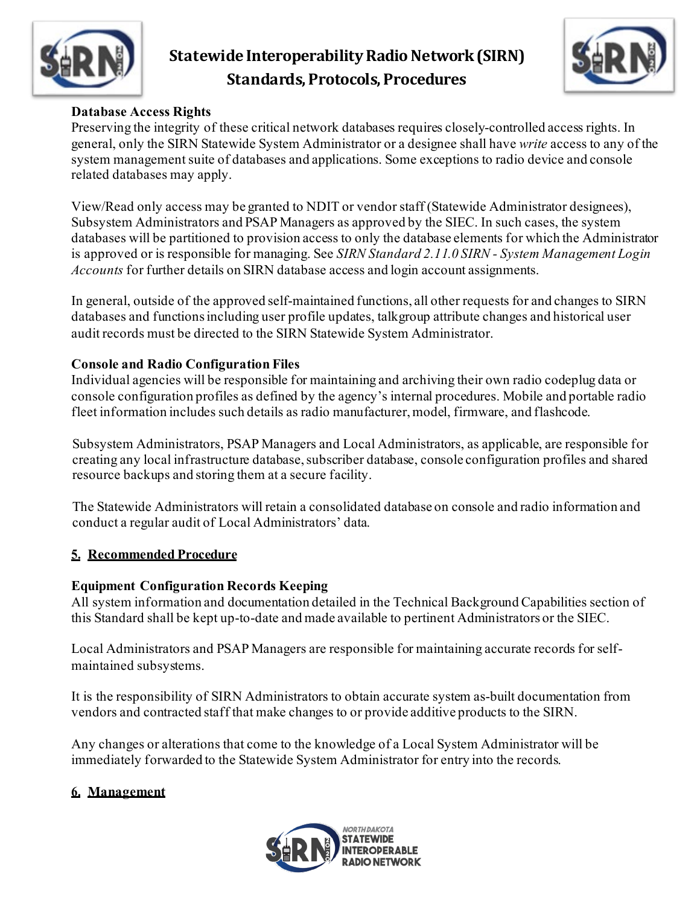**Database Access Rights**

Preserving the integrity of these critical network databases requires closely-controlled access rights. In general, only the SIRN Statewide System Administrator or a designee shall have *write* access to any of the system management suite of databases and applications. Some exceptions to radio device and console related databases may apply.

View/Read only access may be granted to NDIT or vendor staff (Statewide Administrator designees), Subsystem Administrators and PSAP Managers as approved by the SIEC. In such cases, the system databases will be partitioned to provision access to only the database elements for which the Administrator is approved or is responsible for managing. See *SIRN Standard 2.11.0 SIRN - System Management Login Accounts* for further details on SIRN database access and login account assignments.

In general, outside of the approved self-maintained functions, all other requests for and changes to SIRN databases and functions including user profile updates, talkgroup attribute changes and historical user audit records must be directed to the SIRN Statewide System Administrator.

**Console and Radio Configuration Files**

Individual agencies will be responsible for maintaining and archiving their own radio codeplug data or console configuration profiles as defined by the agency's internal procedures. Mobile and portable radio fleet information includes such details as radio manufacturer, model, firmware, and flashcode.

Subsystem Administrators, PSAP Managers and Local Administrators, as applicable, are responsible for creating any local infrastructure database, subscriber database, console configuration profiles and shared resource backups and storing them at a secure facility.

The Statewide Administrators will retain a consolidated database on console and radio information and conduct a regular audit of Local Administrators' data.

## 5. Recommended Procedure

**Equipment Configuration Records Keeping**

All system information and documentation detailed in the Technical Background Capabilities section of this Standard shall be kept up-to-date and made available to pertinent Administrators or the SIEC.

Local Administrators and PSAP Managers are responsible for maintaining accurate records for self-maintained subsystems.

It is the responsibility of SIRN Administrators to obtain accurate system as-built documentation from vendors and contracted staff that make changes to or provide additive products to the SIRN.

Any changes or alterations that come to the knowledge of a Local System Administrator will be immediately forwarded to the Statewide System Administrator for entry into the records.

## 6. Management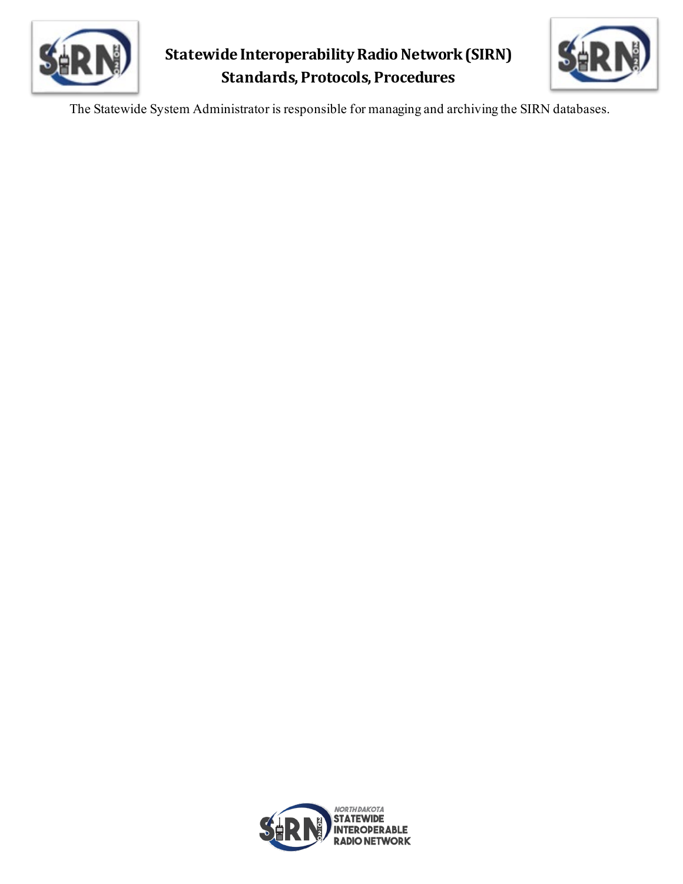The Statewide System Administrator is responsible for managing and archiving the SIRN databases.